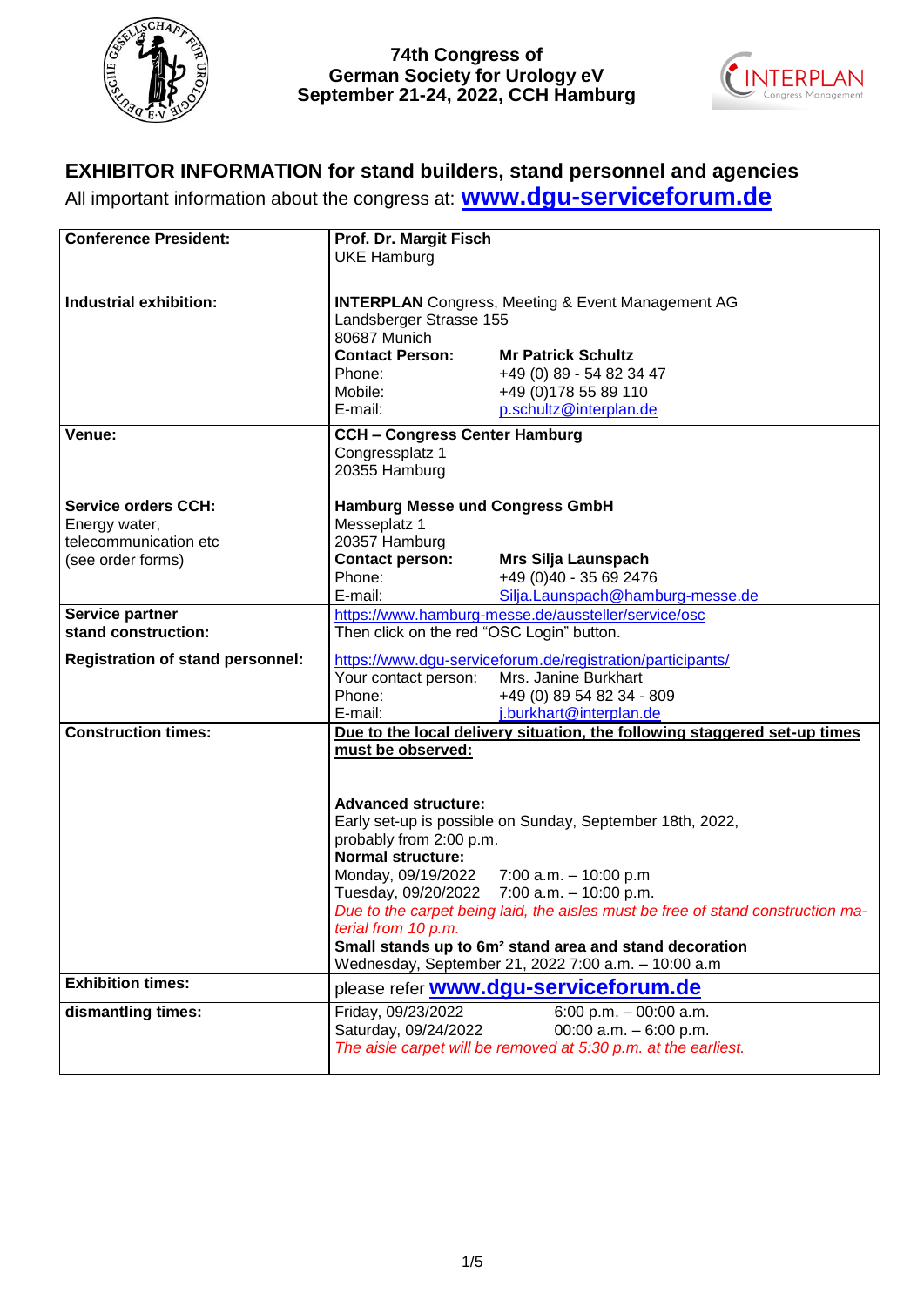74th Congress of
German Society for Urology eV
September 21-24, 2022, CCH Hamburg

# EXHIBITOR INFORMATION for stand builders, stand personnel and agencies

All important information about the congress at: **www.dgu-serviceforum.de**

| | |
|---|---|
| **Conference President:** | **Prof. Dr. Margit Fisch**<br>UKE Hamburg |
| **Industrial exhibition:** | **INTERPLAN** Congress, Meeting & Event Management AG<br>Landsberger Strasse 155<br>80687 Munich<br>**Contact Person:** **Mr Patrick Schultz**<br>Phone: +49 (0) 89 - 54 82 34 47<br>Mobile: +49 (0)178 55 89 110<br>E-mail: p.schultz@interplan.de |
| **Venue:**<br><br>**Service orders CCH:**<br>Energy water, telecommunication etc (see order forms) | **CCH – Congress Center Hamburg**<br>Congressplatz 1<br>20355 Hamburg<br><br>**Hamburg Messe und Congress GmbH**<br>Messeplatz 1<br>20357 Hamburg<br>**Contact person:** **Mrs Silja Launspach**<br>Phone: +49 (0)40 - 35 69 2476<br>E-mail: Silja.Launspach@hamburg-messe.de |
| **Service partner stand construction:** | https://www.hamburg-messe.de/aussteller/service/osc<br>Then click on the red "OSC Login" button. |
| **Registration of stand personnel:** | https://www.dgu-serviceforum.de/registration/participants/<br>Your contact person: Mrs. Janine Burkhart<br>Phone: +49 (0) 89 54 82 34 - 809<br>E-mail: j.burkhart@interplan.de |
| **Construction times:** | **Due to the local delivery situation, the following staggered set-up times must be observed:**<br><br>**Advanced structure:**<br>Early set-up is possible on Sunday, September 18th, 2022, probably from 2:00 p.m.<br>**Normal structure:**<br>Monday, 09/19/2022 7:00 a.m. – 10:00 p.m<br>Tuesday, 09/20/2022 7:00 a.m. – 10:00 p.m.<br>*Due to the carpet being laid, the aisles must be free of stand construction material from 10 p.m.*<br>**Small stands up to 6m² stand area and stand decoration**<br>Wednesday, September 21, 2022 7:00 a.m. – 10:00 a.m |
| **Exhibition times:** | please refer **www.dgu-serviceforum.de** |
| **dismantling times:** | Friday, 09/23/2022 6:00 p.m. – 00:00 a.m.<br>Saturday, 09/24/2022 00:00 a.m. – 6:00 p.m.<br>*The aisle carpet will be removed at 5:30 p.m. at the earliest.* |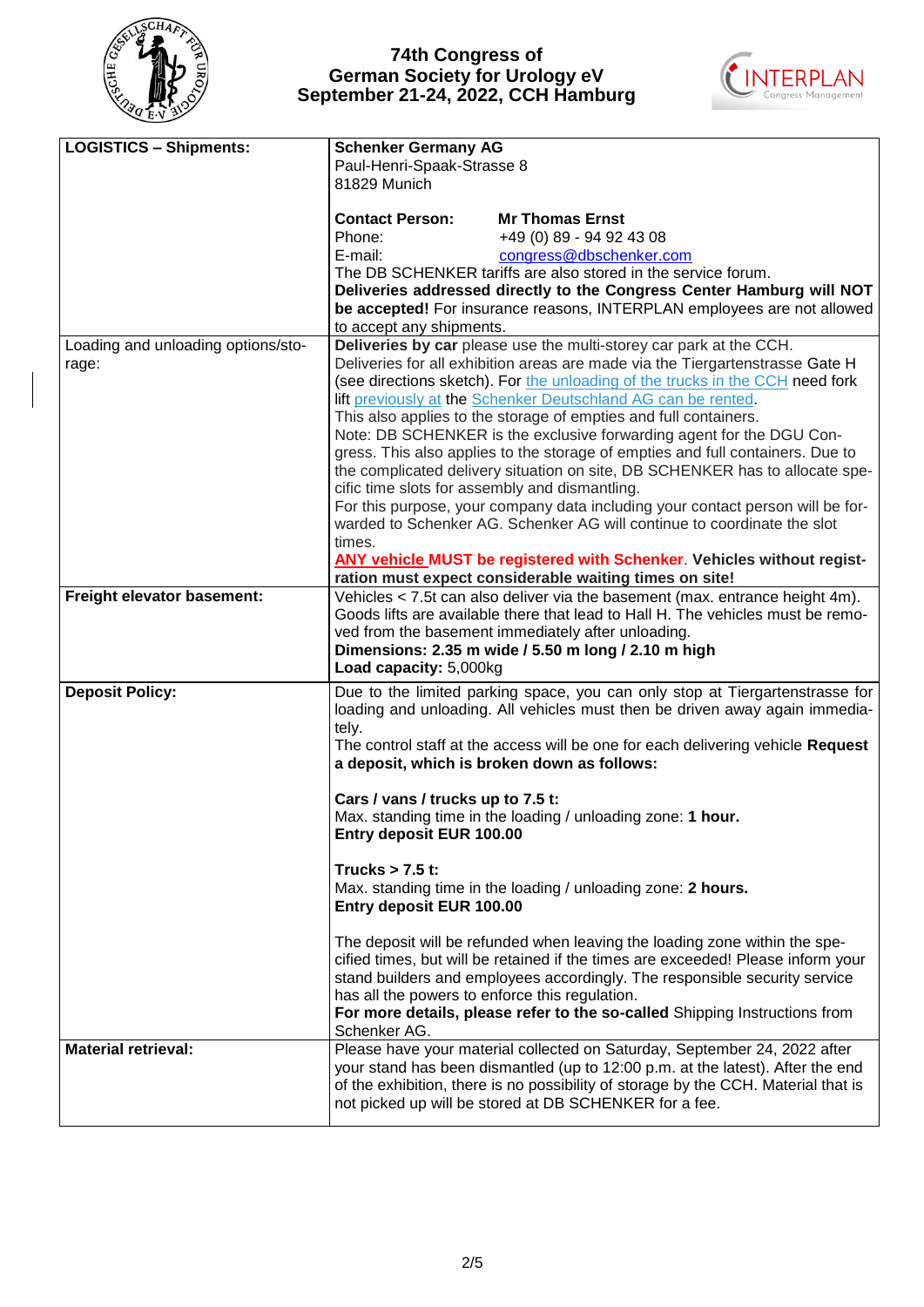# 74th Congress of German Society for Urology eV September 21-24, 2022, CCH Hamburg

| | |
|---|---|
| **LOGISTICS – Shipments:** | **Schenker Germany AG**<br>Paul-Henri-Spaak-Strasse 8<br>81829 Munich<br><br>**Contact Person:** **Mr Thomas Ernst**<br>Phone: +49 (0) 89 - 94 92 43 08<br>E-mail: congress@dbschenker.com<br>The DB SCHENKER tariffs are also stored in the service forum.<br>**Deliveries addressed directly to the Congress Center Hamburg will NOT be accepted!** For insurance reasons, INTERPLAN employees are not allowed to accept any shipments. |
| Loading and unloading options/storage: | **Deliveries by car** please use the multi-storey car park at the CCH.<br>Deliveries for all exhibition areas are made via the Tiergartenstrasse Gate H (see directions sketch). For the unloading of the trucks in the CCH need fork lift previously at the Schenker Deutschland AG can be rented.<br>This also applies to the storage of empties and full containers.<br>Note: DB SCHENKER is the exclusive forwarding agent for the DGU Congress. This also applies to the storage of empties and full containers. Due to the complicated delivery situation on site, DB SCHENKER has to allocate specific time slots for assembly and dismantling.<br>For this purpose, your company data including your contact person will be forwarded to Schenker AG. Schenker AG will continue to coordinate the slot times.<br>**ANY vehicle MUST be registered with Schenker. Vehicles without registration must expect considerable waiting times on site!** |
| **Freight elevator basement:** | Vehicles < 7.5t can also deliver via the basement (max. entrance height 4m). Goods lifts are available there that lead to Hall H. The vehicles must be removed from the basement immediately after unloading.<br>**Dimensions: 2.35 m wide / 5.50 m long / 2.10 m high**<br>**Load capacity:** 5,000kg |
| **Deposit Policy:** | Due to the limited parking space, you can only stop at Tiergartenstrasse for loading and unloading. All vehicles must then be driven away again immediately.<br>The control staff at the access will be one for each delivering vehicle **Request a deposit, which is broken down as follows:**<br><br>**Cars / vans / trucks up to 7.5 t:**<br>Max. standing time in the loading / unloading zone: **1 hour.**<br>**Entry deposit EUR 100.00**<br><br>**Trucks > 7.5 t:**<br>Max. standing time in the loading / unloading zone: **2 hours.**<br>**Entry deposit EUR 100.00**<br><br>The deposit will be refunded when leaving the loading zone within the specified times, but will be retained if the times are exceeded! Please inform your stand builders and employees accordingly. The responsible security service has all the powers to enforce this regulation.<br>**For more details, please refer to the so-called** Shipping Instructions from Schenker AG. |
| **Material retrieval:** | Please have your material collected on Saturday, September 24, 2022 after your stand has been dismantled (up to 12:00 p.m. at the latest). After the end of the exhibition, there is no possibility of storage by the CCH. Material that is not picked up will be stored at DB SCHENKER for a fee. |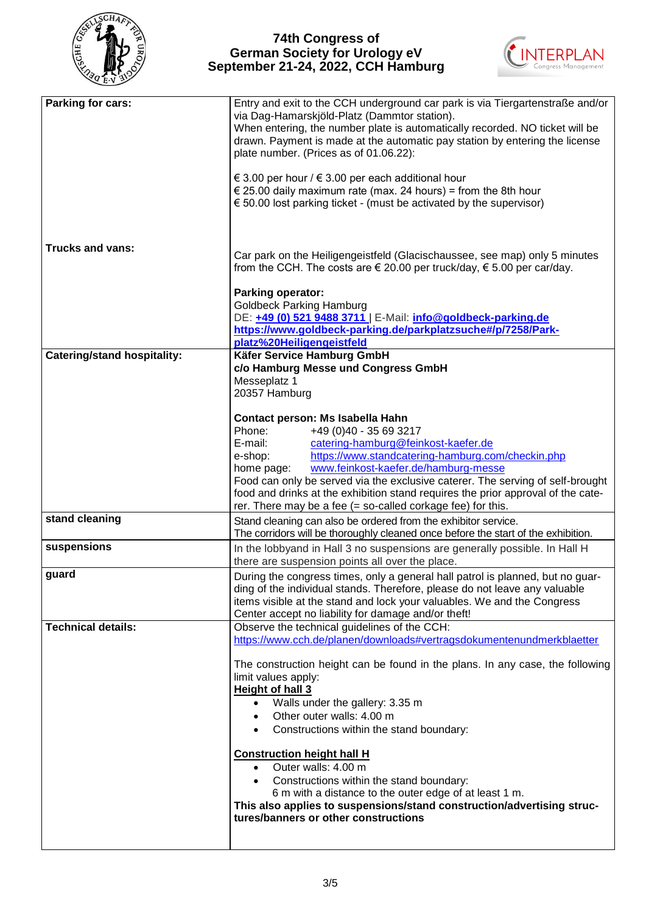| | |
|---|---|
| **Parking for cars:** | Entry and exit to the CCH underground car park is via Tiergartenstraße and/or via Dag-Hamarskjöld-Platz (Dammtor station).<br>When entering, the number plate is automatically recorded. NO ticket will be drawn. Payment is made at the automatic pay station by entering the license plate number. (Prices as of 01.06.22):<br><br>€ 3.00 per hour / € 3.00 per each additional hour<br>€ 25.00 daily maximum rate (max. 24 hours) = from the 8th hour<br>€ 50.00 lost parking ticket - (must be activated by the supervisor) |
| **Trucks and vans:** | Car park on the Heiligengeistfeld (Glacischaussee, see map) only 5 minutes from the CCH. The costs are € 20.00 per truck/day, € 5.00 per car/day.<br><br>**Parking operator:**<br>Goldbeck Parking Hamburg<br>DE: **+49 (0) 521 9488 3711** \| E-Mail: **info@goldbeck-parking.de**<br>**https://www.goldbeck-parking.de/parkplatzsuche#/p/7258/Park-platz%20Heiligengeistfeld** |
| **Catering/stand hospitality:** | **Käfer Service Hamburg GmbH**<br>**c/o Hamburg Messe und Congress GmbH**<br>Messeplatz 1<br>20357 Hamburg<br><br>**Contact person: Ms Isabella Hahn**<br>Phone: +49 (0)40 - 35 69 3217<br>E-mail: catering-hamburg@feinkost-kaefer.de<br>e-shop: https://www.standcatering-hamburg.com/checkin.php<br>home page: www.feinkost-kaefer.de/hamburg-messe<br>Food can only be served via the exclusive caterer. The serving of self-brought food and drinks at the exhibition stand requires the prior approval of the cate-rer. There may be a fee (= so-called corkage fee) for this. |
| **stand cleaning** | Stand cleaning can also be ordered from the exhibitor service.<br>The corridors will be thoroughly cleaned once before the start of the exhibition. |
| **suspensions** | In the lobbyand in Hall 3 no suspensions are generally possible. In Hall H there are suspension points all over the place. |
| **guard** | During the congress times, only a general hall patrol is planned, but no guar-ding of the individual stands. Therefore, please do not leave any valuable items visible at the stand and lock your valuables. We and the Congress Center accept no liability for damage and/or theft! |
| **Technical details:** | Observe the technical guidelines of the CCH:<br>https://www.cch.de/planen/downloads#vertragsdokumentenundmerkblaetter<br><br>The construction height can be found in the plans. In any case, the following limit values apply:<br>**Height of hall 3**<br>• Walls under the gallery: 3.35 m<br>• Other outer walls: 4.00 m<br>• Constructions within the stand boundary:<br><br>**Construction height hall H**<br>• Outer walls: 4.00 m<br>• Constructions within the stand boundary:<br>6 m with a distance to the outer edge of at least 1 m.<br>**This also applies to suspensions/stand construction/advertising struc-tures/banners or other constructions** |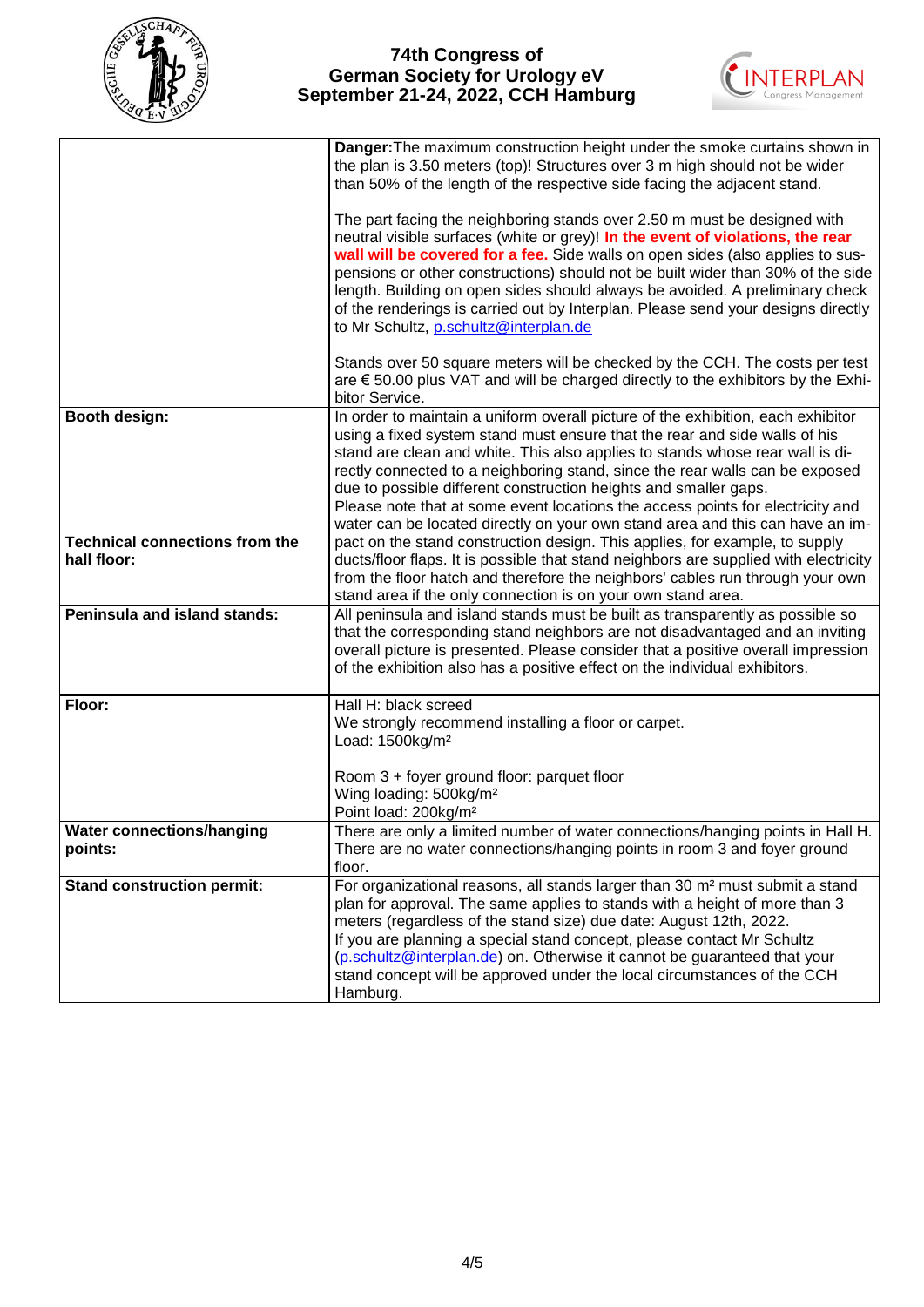| | |
|---|---|
| | **Danger:** The maximum construction height under the smoke curtains shown in the plan is 3.50 meters (top)! Structures over 3 m high should not be wider than 50% of the length of the respective side facing the adjacent stand.<br><br>The part facing the neighboring stands over 2.50 m must be designed with neutral visible surfaces (white or grey)! **In the event of violations, the rear wall will be covered for a fee.** Side walls on open sides (also applies to suspensions or other constructions) should not be built wider than 30% of the side length. Building on open sides should always be avoided. A preliminary check of the renderings is carried out by Interplan. Please send your designs directly to Mr Schultz, p.schultz@interplan.de<br><br>Stands over 50 square meters will be checked by the CCH. The costs per test are € 50.00 plus VAT and will be charged directly to the exhibitors by the Exhibitor Service. |
| **Booth design:** | In order to maintain a uniform overall picture of the exhibition, each exhibitor using a fixed system stand must ensure that the rear and side walls of his stand are clean and white. This also applies to stands whose rear wall is directly connected to a neighboring stand, since the rear walls can be exposed due to possible different construction heights and smaller gaps. |
| **Technical connections from the hall floor:** | Please note that at some event locations the access points for electricity and water can be located directly on your own stand area and this can have an impact on the stand construction design. This applies, for example, to supply ducts/floor flaps. It is possible that stand neighbors are supplied with electricity from the floor hatch and therefore the neighbors' cables run through your own stand area if the only connection is on your own stand area. |
| **Peninsula and island stands:** | All peninsula and island stands must be built as transparently as possible so that the corresponding stand neighbors are not disadvantaged and an inviting overall picture is presented. Please consider that a positive overall impression of the exhibition also has a positive effect on the individual exhibitors. |
| **Floor:** | Hall H: black screed<br>We strongly recommend installing a floor or carpet.<br>Load: 1500kg/m²<br><br>Room 3 + foyer ground floor: parquet floor<br>Wing loading: 500kg/m²<br>Point load: 200kg/m² |
| **Water connections/hanging points:** | There are only a limited number of water connections/hanging points in Hall H. There are no water connections/hanging points in room 3 and foyer ground floor. |
| **Stand construction permit:** | For organizational reasons, all stands larger than 30 m² must submit a stand plan for approval. The same applies to stands with a height of more than 3 meters (regardless of the stand size) due date: August 12th, 2022.<br>If you are planning a special stand concept, please contact Mr Schultz (p.schultz@interplan.de) on. Otherwise it cannot be guaranteed that your stand concept will be approved under the local circumstances of the CCH Hamburg. |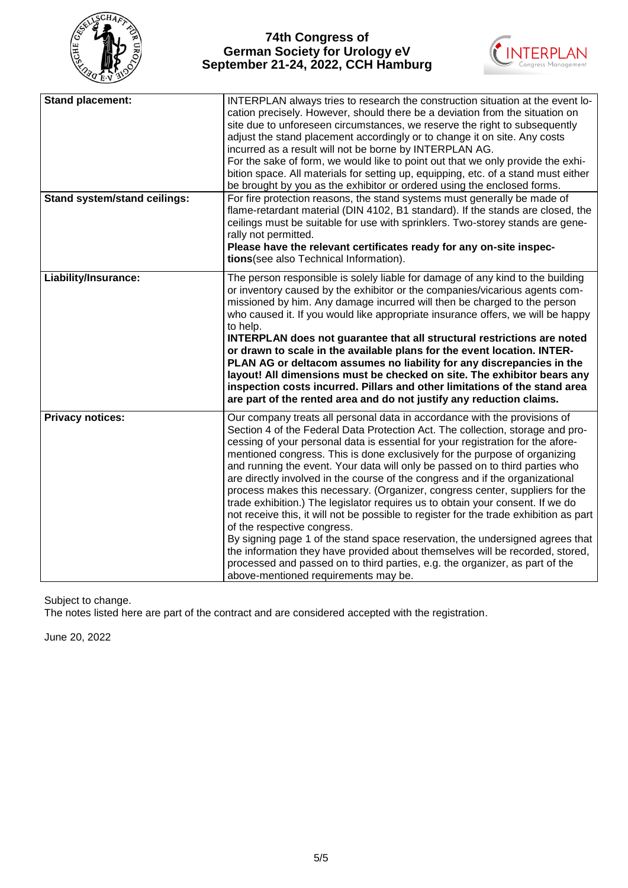| | |
|---|---|
| **Stand placement:** | INTERPLAN always tries to research the construction situation at the event location precisely. However, should there be a deviation from the situation on site due to unforeseen circumstances, we reserve the right to subsequently adjust the stand placement accordingly or to change it on site. Any costs incurred as a result will not be borne by INTERPLAN AG.<br>For the sake of form, we would like to point out that we only provide the exhibition space. All materials for setting up, equipping, etc. of a stand must either be brought by you as the exhibitor or ordered using the enclosed forms. |
| **Stand system/stand ceilings:** | For fire protection reasons, the stand systems must generally be made of flame-retardant material (DIN 4102, B1 standard). If the stands are closed, the ceilings must be suitable for use with sprinklers. Two-storey stands are generally not permitted.<br>**Please have the relevant certificates ready for any on-site inspections**(see also Technical Information). |
| **Liability/Insurance:** | The person responsible is solely liable for damage of any kind to the building or inventory caused by the exhibitor or the companies/vicarious agents commissioned by him. Any damage incurred will then be charged to the person who caused it. If you would like appropriate insurance offers, we will be happy to help.<br>**INTERPLAN does not guarantee that all structural restrictions are noted or drawn to scale in the available plans for the event location. INTERPLAN AG or deltacom assumes no liability for any discrepancies in the layout! All dimensions must be checked on site. The exhibitor bears any inspection costs incurred. Pillars and other limitations of the stand area are part of the rented area and do not justify any reduction claims.** |
| **Privacy notices:** | Our company treats all personal data in accordance with the provisions of Section 4 of the Federal Data Protection Act. The collection, storage and processing of your personal data is essential for your registration for the aforementioned congress. This is done exclusively for the purpose of organizing and running the event. Your data will only be passed on to third parties who are directly involved in the course of the congress and if the organizational process makes this necessary. (Organizer, congress center, suppliers for the trade exhibition.) The legislator requires us to obtain your consent. If we do not receive this, it will not be possible to register for the trade exhibition as part of the respective congress.<br>By signing page 1 of the stand space reservation, the undersigned agrees that the information they have provided about themselves will be recorded, stored, processed and passed on to third parties, e.g. the organizer, as part of the above-mentioned requirements may be. |

Subject to change.
The notes listed here are part of the contract and are considered accepted with the registration.

June 20, 2022